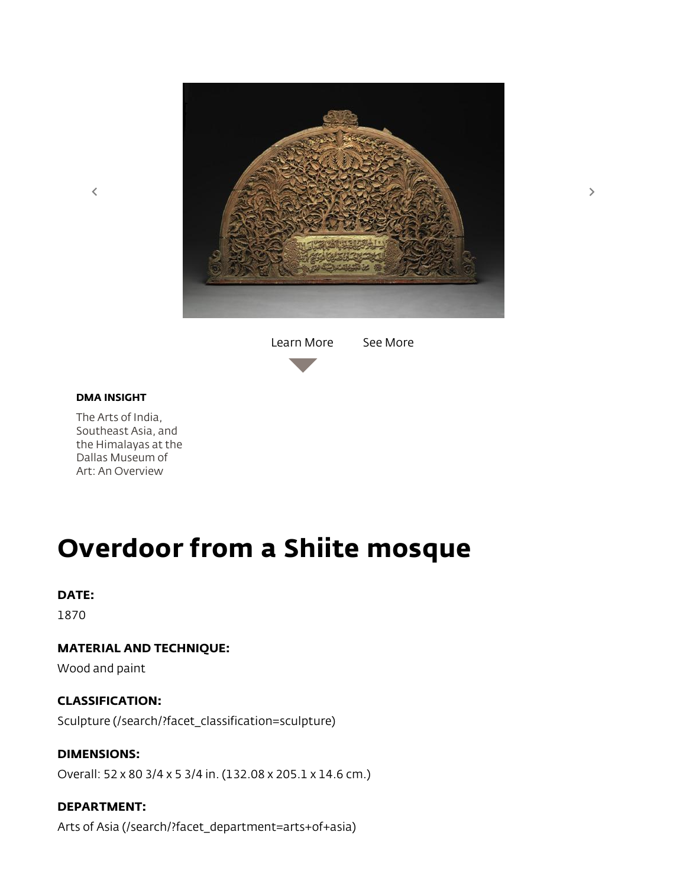Learn More See More

**DMA INSIGHT**

The Arts of India, Southeast Asia, and the Himalayas at the Dallas Museum of Art: An Overview

# Overdoor from a Shiite mosque

**DATE:**

1870

**MATERIAL AND TECHNIQUE:**

Wood and paint

**CLASSIFICATION:**

Sculpture (/search/?facet_classification=sculpture)

**DIMENSIONS:**

Overall: 52 x 80 3/4 x 5 3/4 in. (132.08 x 205.1 x 14.6 cm.)

**DEPARTMENT:**

Arts of Asia (/search/?facet_department=arts+of+asia)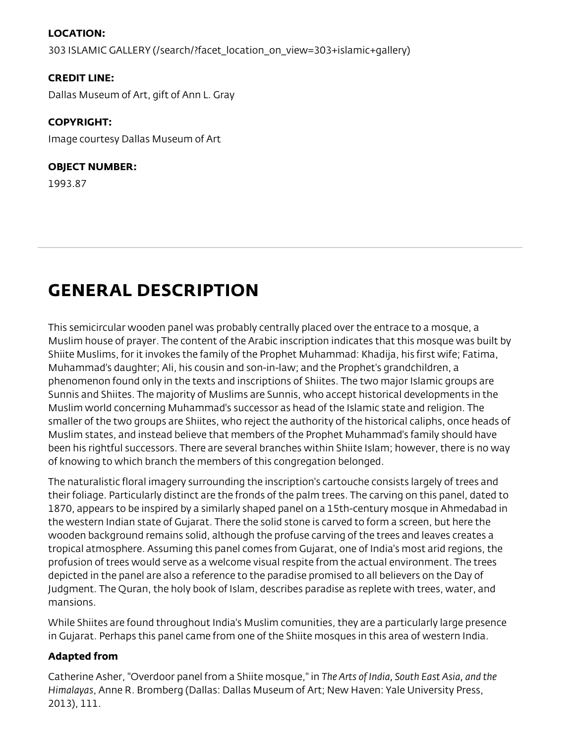**LOCATION:**

303 ISLAMIC GALLERY (/search/?facet_location_on_view=303+islamic+gallery)

**CREDIT LINE:**

Dallas Museum of Art, gift of Ann L. Gray

**COPYRIGHT:**

Image courtesy Dallas Museum of Art

**OBJECT NUMBER:**

1993.87

---

# GENERAL DESCRIPTION

This semicircular wooden panel was probably centrally placed over the entrace to a mosque, a Muslim house of prayer. The content of the Arabic inscription indicates that this mosque was built by Shiite Muslims, for it invokes the family of the Prophet Muhammad: Khadija, his first wife; Fatima, Muhammad's daughter; Ali, his cousin and son-in-law; and the Prophet's grandchildren, a phenomenon found only in the texts and inscriptions of Shiites. The two major Islamic groups are Sunnis and Shiites. The majority of Muslims are Sunnis, who accept historical developments in the Muslim world concerning Muhammad's successor as head of the Islamic state and religion. The smaller of the two groups are Shiites, who reject the authority of the historical caliphs, once heads of Muslim states, and instead believe that members of the Prophet Muhammad's family should have been his rightful successors. There are several branches within Shiite Islam; however, there is no way of knowing to which branch the members of this congregation belonged.

The naturalistic floral imagery surrounding the inscription's cartouche consists largely of trees and their foliage. Particularly distinct are the fronds of the palm trees. The carving on this panel, dated to 1870, appears to be inspired by a similarly shaped panel on a 15th-century mosque in Ahmedabad in the western Indian state of Gujarat. There the solid stone is carved to form a screen, but here the wooden background remains solid, although the profuse carving of the trees and leaves creates a tropical atmosphere. Assuming this panel comes from Gujarat, one of India's most arid regions, the profusion of trees would serve as a welcome visual respite from the actual environment. The trees depicted in the panel are also a reference to the paradise promised to all believers on the Day of Judgment. The Quran, the holy book of Islam, describes paradise as replete with trees, water, and mansions.

While Shiites are found throughout India's Muslim comunities, they are a particularly large presence in Gujarat. Perhaps this panel came from one of the Shiite mosques in this area of western India.

**Adapted from**

Catherine Asher, "Overdoor panel from a Shiite mosque," in *The Arts of India, South East Asia, and the Himalayas*, Anne R. Bromberg (Dallas: Dallas Museum of Art; New Haven: Yale University Press, 2013), 111.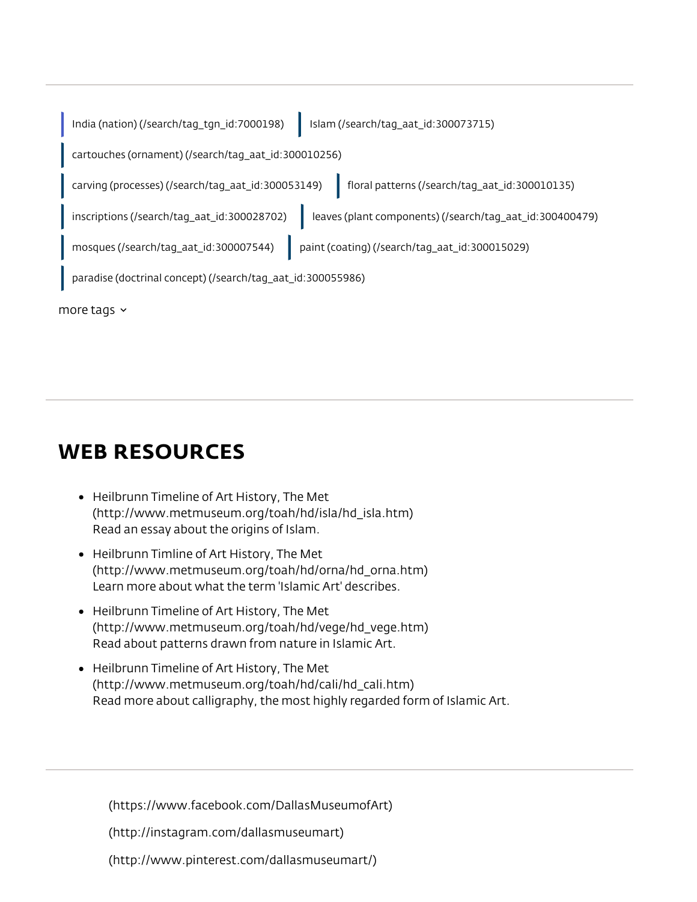India (nation) (/search/tag_tgn_id:7000198)

Islam (/search/tag_aat_id:300073715)

cartouches (ornament) (/search/tag_aat_id:300010256)

carving (processes) (/search/tag_aat_id:300053149)

floral patterns (/search/tag_aat_id:300010135)

inscriptions (/search/tag_aat_id:300028702)

leaves (plant components) (/search/tag_aat_id:300400479)

mosques (/search/tag_aat_id:300007544)

paint (coating) (/search/tag_aat_id:300015029)

paradise (doctrinal concept) (/search/tag_aat_id:300055986)

more tags

## WEB RESOURCES

- Heilbrunn Timeline of Art History, The Met (http://www.metmuseum.org/toah/hd/isla/hd_isla.htm)
  Read an essay about the origins of Islam.
- Heilbrunn Timline of Art History, The Met (http://www.metmuseum.org/toah/hd/orna/hd_orna.htm)
  Learn more about what the term 'Islamic Art' describes.
- Heilbrunn Timeline of Art History, The Met (http://www.metmuseum.org/toah/hd/vege/hd_vege.htm)
  Read about patterns drawn from nature in Islamic Art.
- Heilbrunn Timeline of Art History, The Met (http://www.metmuseum.org/toah/hd/cali/hd_cali.htm)
  Read more about calligraphy, the most highly regarded form of Islamic Art.

(https://www.facebook.com/DallasMuseumofArt)

(http://instagram.com/dallasmuseumart)

(http://www.pinterest.com/dallasmuseumart/)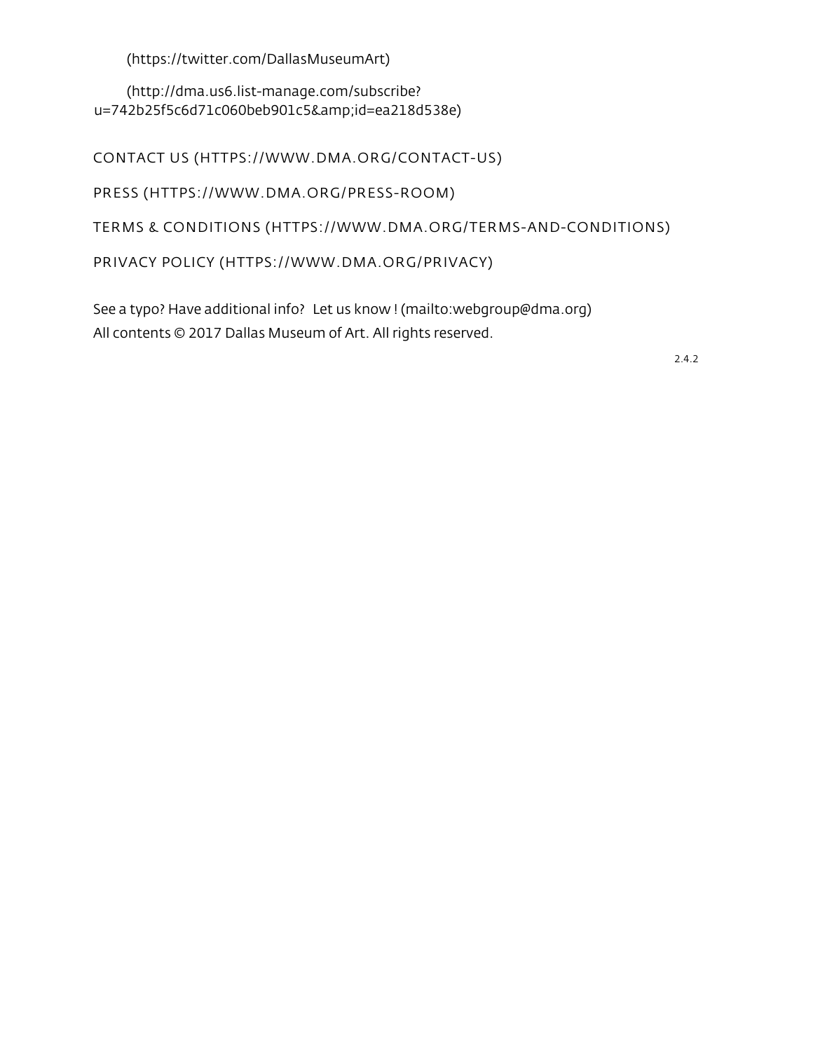(https://twitter.com/DallasMuseumArt)

(http://dma.us6.list-manage.com/subscribe?u=742b25f5c6d71c060beb901c5&amp;id=ea218d538e)

CONTACT US (HTTPS://WWW.DMA.ORG/CONTACT-US)

PRESS (HTTPS://WWW.DMA.ORG/PRESS-ROOM)

TERMS & CONDITIONS (HTTPS://WWW.DMA.ORG/TERMS-AND-CONDITIONS)

PRIVACY POLICY (HTTPS://WWW.DMA.ORG/PRIVACY)

See a typo? Have additional info? Let us know ! (mailto:webgroup@dma.org)
All contents © 2017 Dallas Museum of Art. All rights reserved.

2.4.2